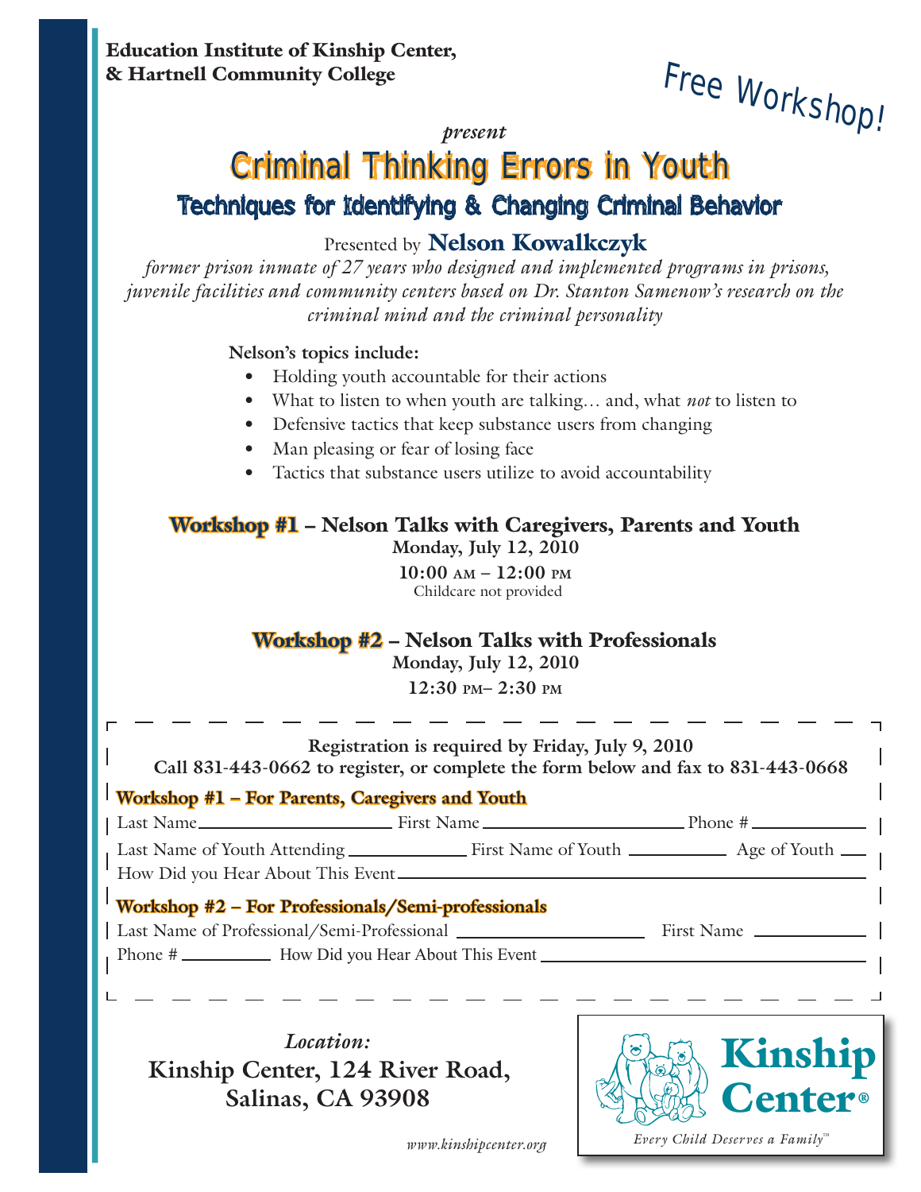**Education Institute of Kinship Center,**
**& Hartnell Community College**

Free Workshop!

*present*

# Criminal Thinking Errors in Youth

## Techniques for Identifying & Changing Criminal Behavior

Presented by **Nelson Kowalkczyk**

*former prison inmate of 27 years who designed and implemented programs in prisons, juvenile facilities and community centers based on Dr. Stanton Samenow's research on the criminal mind and the criminal personality*

**Nelson's topics include:**

- Holding youth accountable for their actions
- What to listen to when youth are talking… and, what *not* to listen to
- Defensive tactics that keep substance users from changing
- Man pleasing or fear of losing face
- Tactics that substance users utilize to avoid accountability

### Workshop #1 – Nelson Talks with Caregivers, Parents and Youth

**Monday, July 12, 2010**

**10:00 AM – 12:00 PM**

Childcare not provided

### Workshop #2 – Nelson Talks with Professionals

**Monday, July 12, 2010**

**12:30 PM– 2:30 PM**

---

**Registration is required by Friday, July 9, 2010**
**Call 831-443-0662 to register, or complete the form below and fax to 831-443-0668**

**Workshop #1 – For Parents, Caregivers and Youth**

Last Name\_\_\_\_\_\_\_\_\_\_\_\_\_\_\_\_\_\_\_\_ First Name\_\_\_\_\_\_\_\_\_\_\_\_\_\_\_\_\_\_\_\_ Phone # \_\_\_\_\_\_\_\_\_\_\_\_

Last Name of Youth Attending \_\_\_\_\_\_\_\_\_\_\_\_ First Name of Youth \_\_\_\_\_\_\_\_\_\_ Age of Youth \_\_\_

How Did you Hear About This Event\_\_\_\_\_\_\_\_\_\_\_\_\_\_\_\_\_\_\_\_\_\_\_\_\_\_\_\_\_\_\_\_\_\_\_\_\_\_

**Workshop #2 – For Professionals/Semi-professionals**

Last Name of Professional/Semi-Professional \_\_\_\_\_\_\_\_\_\_\_\_\_\_\_\_\_\_\_\_ First Name \_\_\_\_\_\_\_\_\_\_\_\_

Phone # \_\_\_\_\_\_\_\_\_\_ How Did you Hear About This Event\_\_\_\_\_\_\_\_\_\_\_\_\_\_\_\_\_\_\_\_\_\_\_\_\_\_\_\_\_\_

---

*Location:*

**Kinship Center, 124 River Road, Salinas, CA 93908**

*www.kinshipcenter.org*

**Kinship Center®**

*Every Child Deserves a Family™*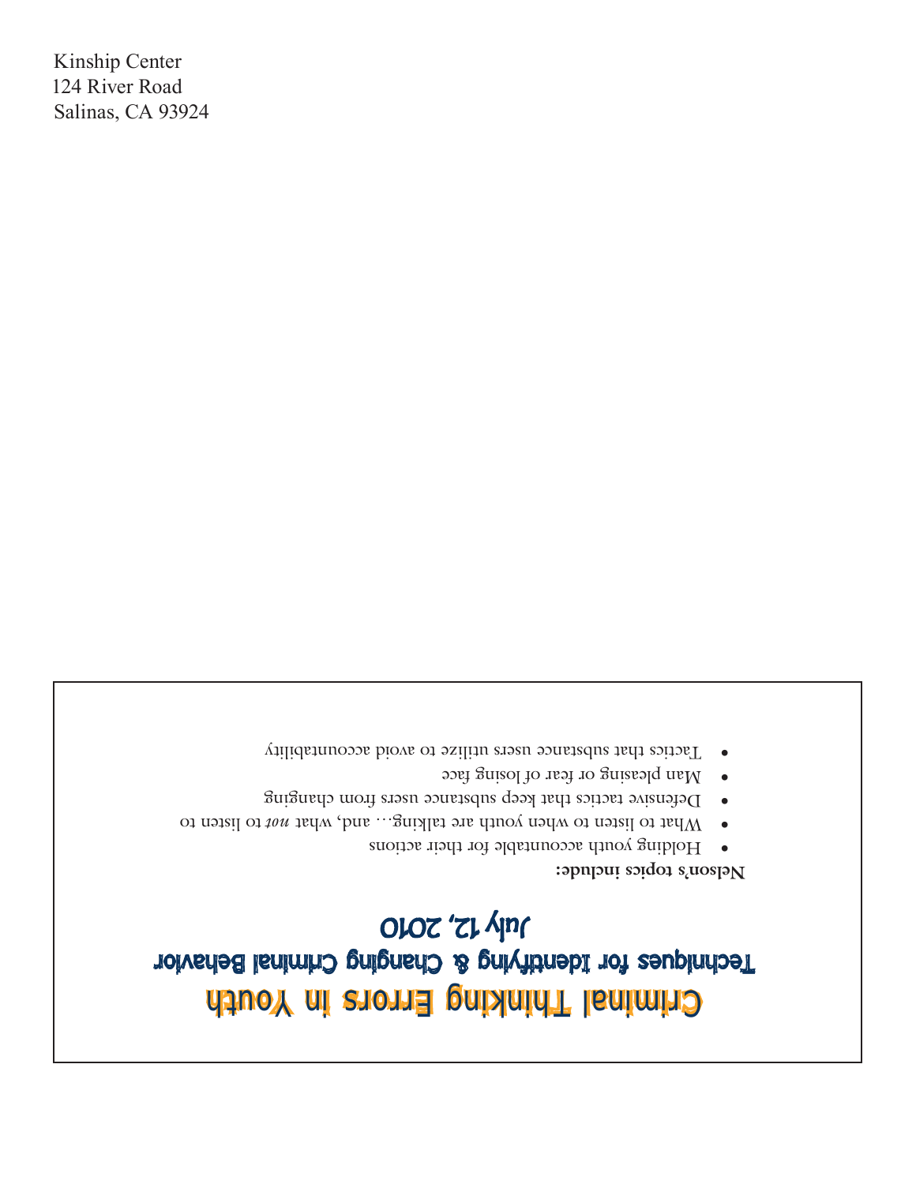Kinship Center
124 River Road
Salinas, CA 93924

# Criminal Thinking Errors in Youth

## Techniques for Identifying & Changing Criminal Behavior

## July 12, 2010

**Nelson's topics include:**

- Holding youth accountable for their actions
- What to listen to when youth are talking… and, what *not* to listen to
- Defensive tactics that keep substance users from changing
- Man pleasing or fear of losing face
- Tactics that substance users utilize to avoid accountability